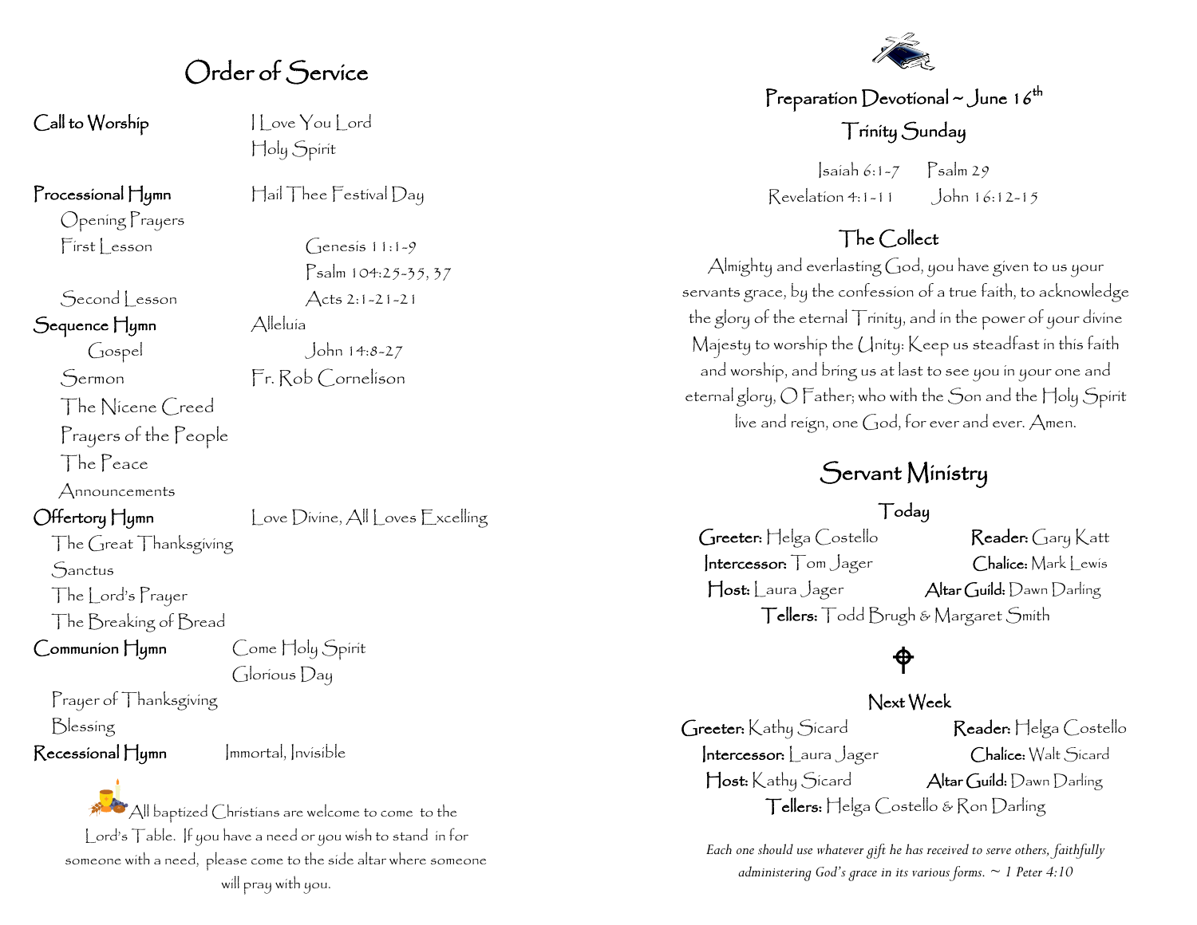# Order of Service

**Call to Worship** — I Love You Lord
Holy Spirit

**Processional Hymn** — Hail Thee Festival Day

Opening Prayers

First Lesson — Genesis 11:1-9
Psalm 104:25-35, 37

Second Lesson — Acts 2:1-21-21

**Sequence Hymn** — Alleluia

Gospel — John 14:8-27

Sermon — Fr. Rob Cornelison

The Nicene Creed

Prayers of the People

The Peace

Announcements

**Offertory Hymn** — Love Divine, All Loves Excelling

The Great Thanksgiving

Sanctus

The Lord's Prayer

The Breaking of Bread

**Communion Hymn** — Come Holy Spirit
Glorious Day

Prayer of Thanksgiving

Blessing

**Recessional Hymn** — Immortal, Invisible

All baptized Christians are welcome to come to the Lord's Table. If you have a need or you wish to stand in for someone with a need, please come to the side altar where someone will pray with you.

## Preparation Devotional ~ June 16th

### Trinity Sunday

Isaiah 6:1-7 Psalm 29
Revelation 4:1-11 John 16:12-15

### The Collect

Almighty and everlasting God, you have given to us your servants grace, by the confession of a true faith, to acknowledge the glory of the eternal Trinity, and in the power of your divine Majesty to worship the Unity: Keep us steadfast in this faith and worship, and bring us at last to see you in your one and eternal glory, O Father; who with the Son and the Holy Spirit live and reign, one God, for ever and ever. Amen.

## Servant Ministry

### Today

**Greeter:** Helga Costello **Reader:** Gary Katt
**Intercessor:** Tom Jager **Chalice:** Mark Lewis
**Host:** Laura Jager **Altar Guild:** Dawn Darling
**Tellers:** Todd Brugh & Margaret Smith

### Next Week

**Greeter:** Kathy Sicard **Reader:** Helga Costello
**Intercessor:** Laura Jager **Chalice:** Walt Sicard
**Host:** Kathy Sicard **Altar Guild:** Dawn Darling
**Tellers:** Helga Costello & Ron Darling

*Each one should use whatever gift he has received to serve others, faithfully administering God's grace in its various forms. ~ 1 Peter 4:10*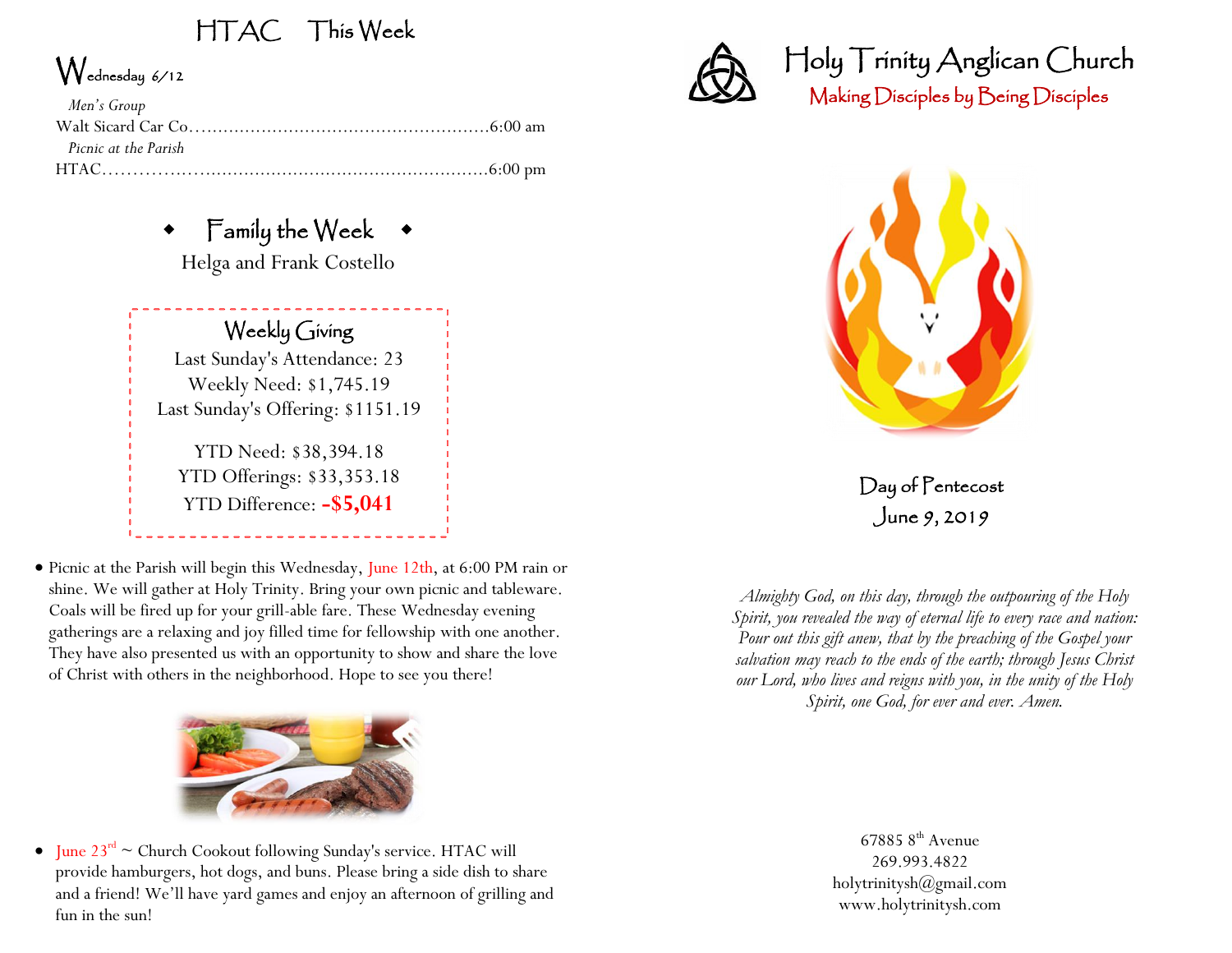# HTAC This Week

## Wednesday 6/12

*Men's Group*
Walt Sicard Car Co……………………………………………6:00 am
*Picnic at the Parish*
HTAC………………………………………………………6:00 pm

## Family the Week

Helga and Frank Costello

## Weekly Giving

Last Sunday's Attendance: 23
Weekly Need: $1,745.19
Last Sunday's Offering: $1151.19

YTD Need: $38,394.18
YTD Offerings: $33,353.18
YTD Difference: **-$5,041**

- Picnic at the Parish will begin this Wednesday, June 12th, at 6:00 PM rain or shine. We will gather at Holy Trinity. Bring your own picnic and tableware. Coals will be fired up for your grill-able fare. These Wednesday evening gatherings are a relaxing and joy filled time for fellowship with one another. They have also presented us with an opportunity to show and share the love of Christ with others in the neighborhood. Hope to see you there!

- June 23rd ~ Church Cookout following Sunday's service. HTAC will provide hamburgers, hot dogs, and buns. Please bring a side dish to share and a friend! We'll have yard games and enjoy an afternoon of grilling and fun in the sun!

# Holy Trinity Anglican Church

Making Disciples by Being Disciples

Day of Pentecost
June 9, 2019

*Almighty God, on this day, through the outpouring of the Holy Spirit, you revealed the way of eternal life to every race and nation: Pour out this gift anew, that by the preaching of the Gospel your salvation may reach to the ends of the earth; through Jesus Christ our Lord, who lives and reigns with you, in the unity of the Holy Spirit, one God, for ever and ever. Amen.*

67885 8th Avenue
269.993.4822
holytrinitysh@gmail.com
www.holytrinitysh.com